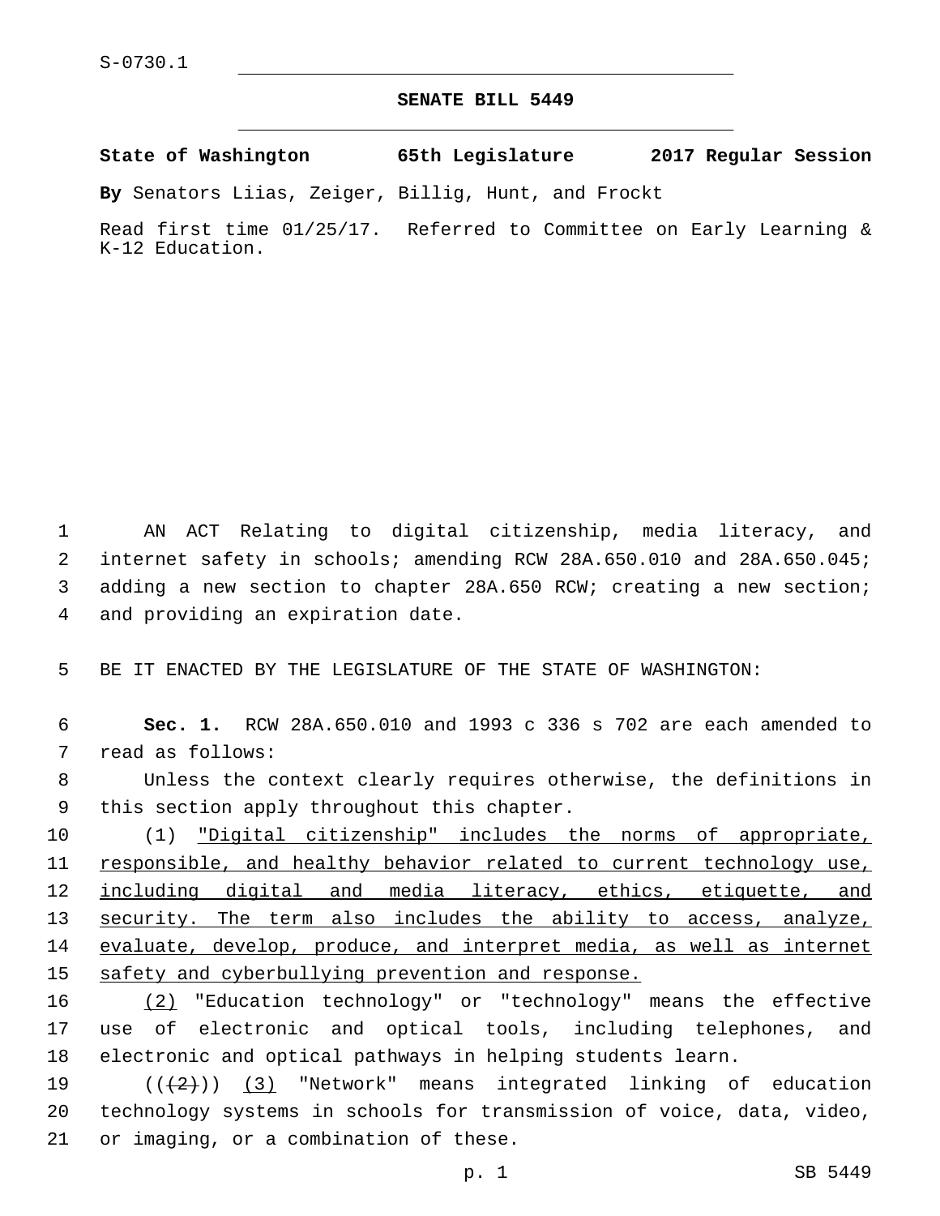S-0730.1

# SENATE BILL 5449

**State of Washington 65th Legislature 2017 Regular Session**

**By** Senators Liias, Zeiger, Billig, Hunt, and Frockt

Read first time 01/25/17. Referred to Committee on Early Learning & K-12 Education.

AN ACT Relating to digital citizenship, media literacy, and internet safety in schools; amending RCW 28A.650.010 and 28A.650.045; adding a new section to chapter 28A.650 RCW; creating a new section; and providing an expiration date.

BE IT ENACTED BY THE LEGISLATURE OF THE STATE OF WASHINGTON:

**Sec. 1.** RCW 28A.650.010 and 1993 c 336 s 702 are each amended to read as follows:

Unless the context clearly requires otherwise, the definitions in this section apply throughout this chapter.

(1) <u>"Digital citizenship" includes the norms of appropriate, responsible, and healthy behavior related to current technology use, including digital and media literacy, ethics, etiquette, and security. The term also includes the ability to access, analyze, evaluate, develop, produce, and interpret media, as well as internet safety and cyberbullying prevention and response.</u>

<u>(2)</u> "Education technology" or "technology" means the effective use of electronic and optical tools, including telephones, and electronic and optical pathways in helping students learn.

((~~(2)~~)) <u>(3)</u> "Network" means integrated linking of education technology systems in schools for transmission of voice, data, video, or imaging, or a combination of these.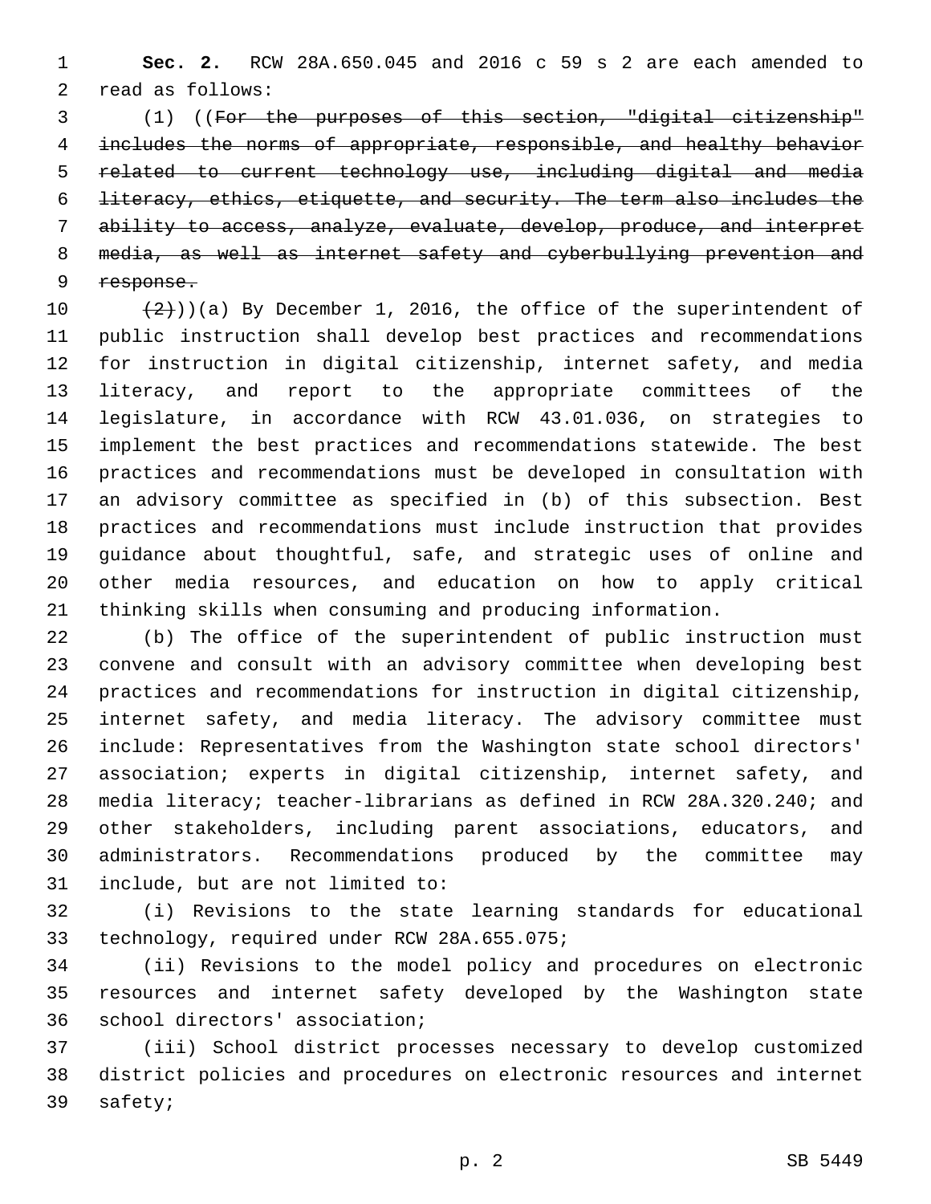**Sec. 2.** RCW 28A.650.045 and 2016 c 59 s 2 are each amended to read as follows:

(1) ((~~For the purposes of this section, "digital citizenship" includes the norms of appropriate, responsible, and healthy behavior related to current technology use, including digital and media literacy, ethics, etiquette, and security. The term also includes the ability to access, analyze, evaluate, develop, produce, and interpret media, as well as internet safety and cyberbullying prevention and response.~~

~~(2)~~))(a) By December 1, 2016, the office of the superintendent of public instruction shall develop best practices and recommendations for instruction in digital citizenship, internet safety, and media literacy, and report to the appropriate committees of the legislature, in accordance with RCW 43.01.036, on strategies to implement the best practices and recommendations statewide. The best practices and recommendations must be developed in consultation with an advisory committee as specified in (b) of this subsection. Best practices and recommendations must include instruction that provides guidance about thoughtful, safe, and strategic uses of online and other media resources, and education on how to apply critical thinking skills when consuming and producing information.

(b) The office of the superintendent of public instruction must convene and consult with an advisory committee when developing best practices and recommendations for instruction in digital citizenship, internet safety, and media literacy. The advisory committee must include: Representatives from the Washington state school directors' association; experts in digital citizenship, internet safety, and media literacy; teacher-librarians as defined in RCW 28A.320.240; and other stakeholders, including parent associations, educators, and administrators. Recommendations produced by the committee may include, but are not limited to:

(i) Revisions to the state learning standards for educational technology, required under RCW 28A.655.075;

(ii) Revisions to the model policy and procedures on electronic resources and internet safety developed by the Washington state school directors' association;

(iii) School district processes necessary to develop customized district policies and procedures on electronic resources and internet safety;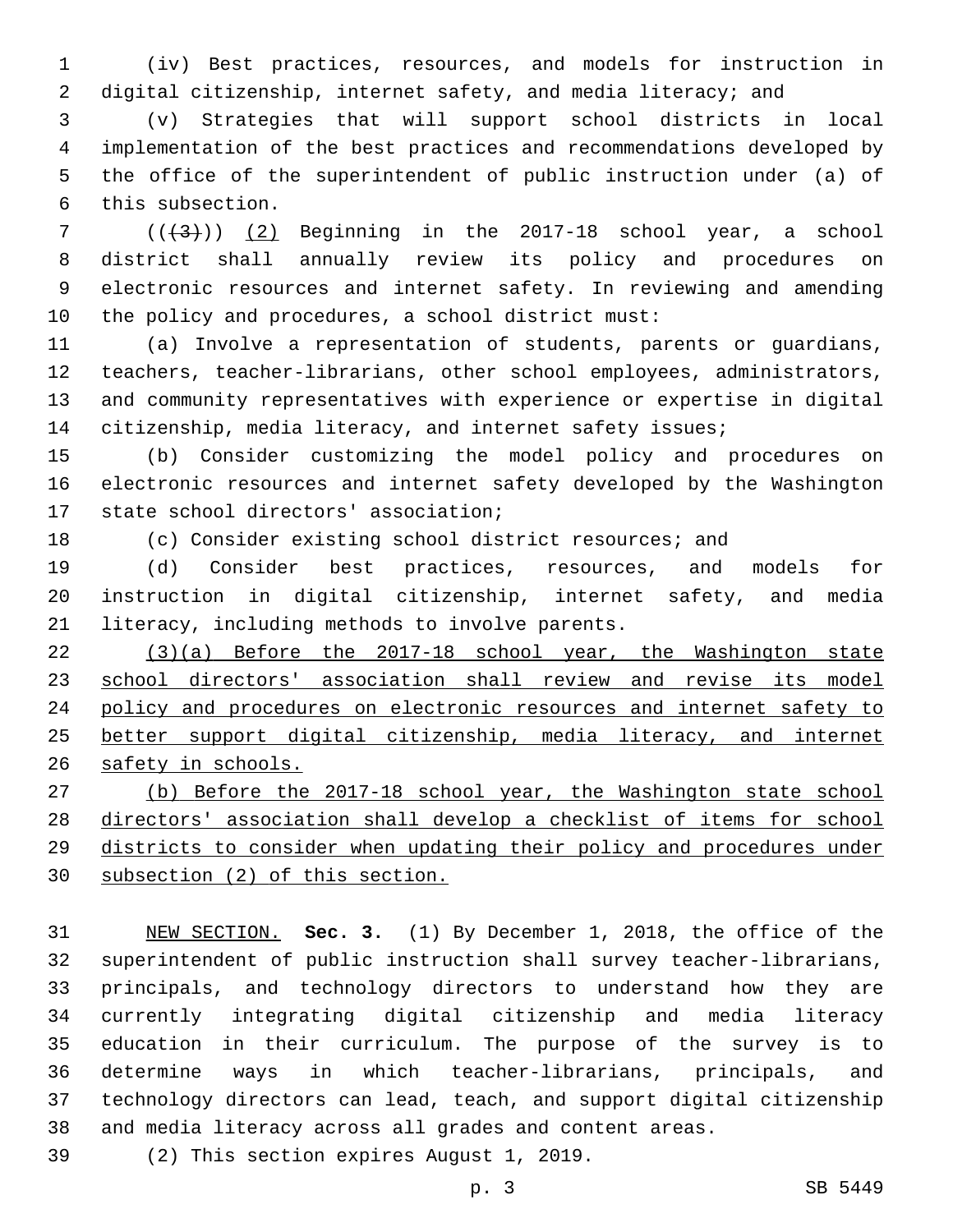(iv) Best practices, resources, and models for instruction in digital citizenship, internet safety, and media literacy; and

(v) Strategies that will support school districts in local implementation of the best practices and recommendations developed by the office of the superintendent of public instruction under (a) of this subsection.

((~~(3)~~)) (2) Beginning in the 2017-18 school year, a school district shall annually review its policy and procedures on electronic resources and internet safety. In reviewing and amending the policy and procedures, a school district must:

(a) Involve a representation of students, parents or guardians, teachers, teacher-librarians, other school employees, administrators, and community representatives with experience or expertise in digital citizenship, media literacy, and internet safety issues;

(b) Consider customizing the model policy and procedures on electronic resources and internet safety developed by the Washington state school directors' association;

(c) Consider existing school district resources; and

(d) Consider best practices, resources, and models for instruction in digital citizenship, internet safety, and media literacy, including methods to involve parents.

<u>(3)(a) Before the 2017-18 school year, the Washington state school directors' association shall review and revise its model policy and procedures on electronic resources and internet safety to better support digital citizenship, media literacy, and internet safety in schools.</u>

<u>(b) Before the 2017-18 school year, the Washington state school directors' association shall develop a checklist of items for school districts to consider when updating their policy and procedures under subsection (2) of this section.</u>

<u>NEW SECTION.</u> **Sec. 3.** (1) By December 1, 2018, the office of the superintendent of public instruction shall survey teacher-librarians, principals, and technology directors to understand how they are currently integrating digital citizenship and media literacy education in their curriculum. The purpose of the survey is to determine ways in which teacher-librarians, principals, and technology directors can lead, teach, and support digital citizenship and media literacy across all grades and content areas.

(2) This section expires August 1, 2019.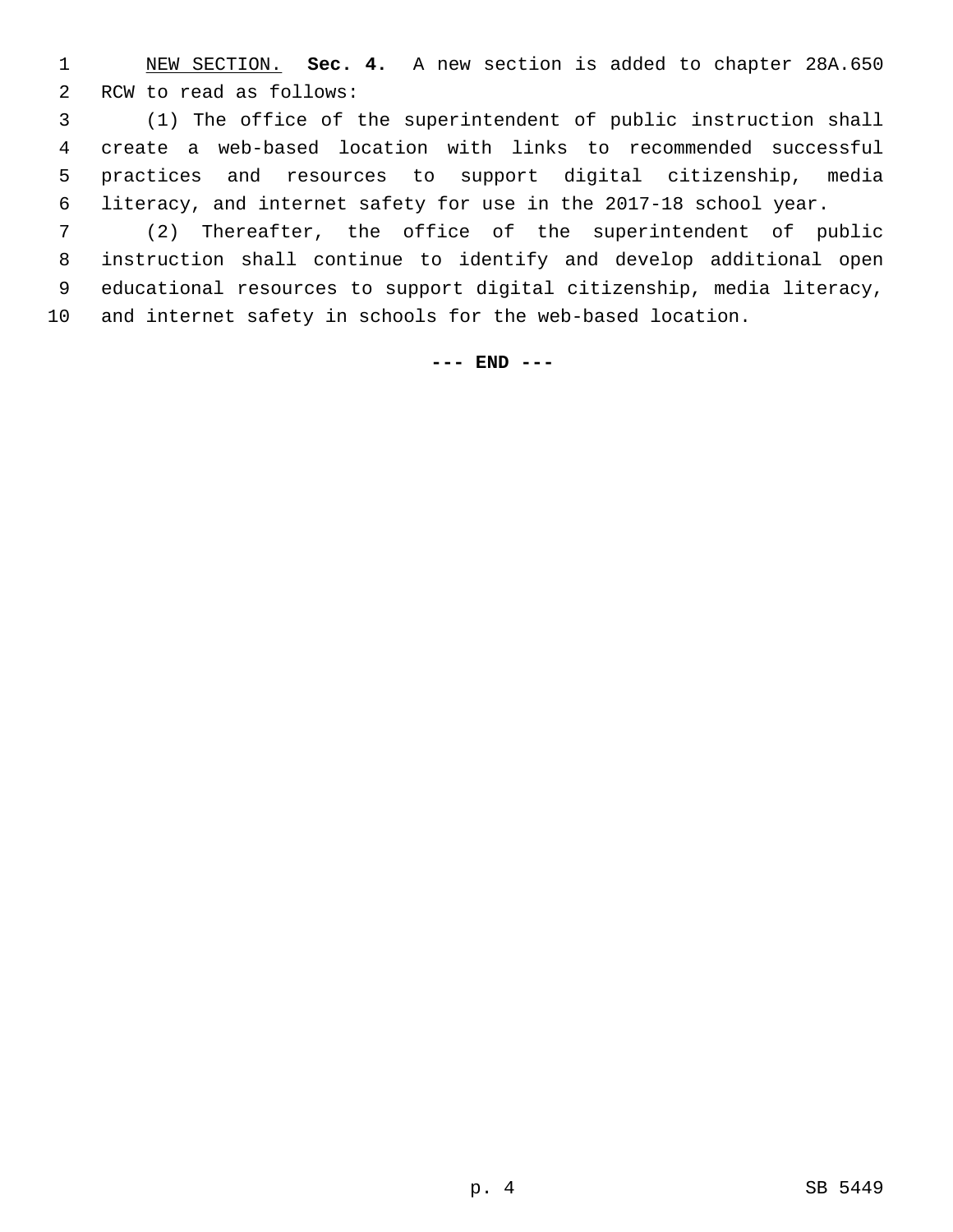NEW SECTION. **Sec. 4.** A new section is added to chapter 28A.650 RCW to read as follows:

(1) The office of the superintendent of public instruction shall create a web-based location with links to recommended successful practices and resources to support digital citizenship, media literacy, and internet safety for use in the 2017-18 school year.

(2) Thereafter, the office of the superintendent of public instruction shall continue to identify and develop additional open educational resources to support digital citizenship, media literacy, and internet safety in schools for the web-based location.

**--- END ---**